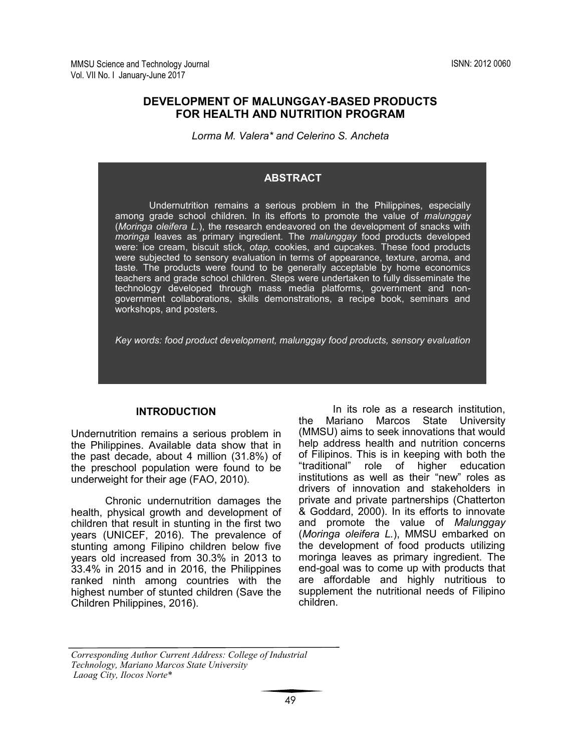# DEVELOPMENT OF MALUNGGAY-BASED PRODUCTS FOR HEALTH AND NUTRITION PROGRAM

*Lorma M. Valera\* and Celerino S. Ancheta*

## ABSTRACT

Undernutrition remains a serious problem in the Philippines, especially among grade school children. In its efforts to promote the value of *malunggay* (*Moringa oleifera L.*), the research endeavored on the development of snacks with *moringa* leaves as primary ingredient. The *malunggay* food products developed were: ice cream, biscuit stick, *otap,* cookies, and cupcakes. These food products were subjected to sensory evaluation in terms of appearance, texture, aroma, and taste. The products were found to be generally acceptable by home economics teachers and grade school children. Steps were undertaken to fully disseminate the technology developed through mass media platforms, government and non-government collaborations, skills demonstrations, a recipe book, seminars and workshops, and posters.

*Key words: food product development, malunggay food products, sensory evaluation*

## INTRODUCTION

Undernutrition remains a serious problem in the Philippines. Available data show that in the past decade, about 4 million (31.8%) of the preschool population were found to be underweight for their age (FAO, 2010).

Chronic undernutrition damages the health, physical growth and development of children that result in stunting in the first two years (UNICEF, 2016). The prevalence of stunting among Filipino children below five years old increased from 30.3% in 2013 to 33.4% in 2015 and in 2016, the Philippines ranked ninth among countries with the highest number of stunted children (Save the Children Philippines, 2016).

In its role as a research institution, the Mariano Marcos State University (MMSU) aims to seek innovations that would help address health and nutrition concerns of Filipinos. This is in keeping with both the "traditional" role of higher education institutions as well as their "new" roles as drivers of innovation and stakeholders in private and private partnerships (Chatterton & Goddard, 2000). In its efforts to innovate and promote the value of *Malunggay* (*Moringa oleifera L.*), MMSU embarked on the development of food products utilizing moringa leaves as primary ingredient. The end-goal was to come up with products that are affordable and highly nutritious to supplement the nutritional needs of Filipino children.

*Corresponding Author Current Address: College of Industrial Technology, Mariano Marcos State University Laoag City, Ilocos Norte\**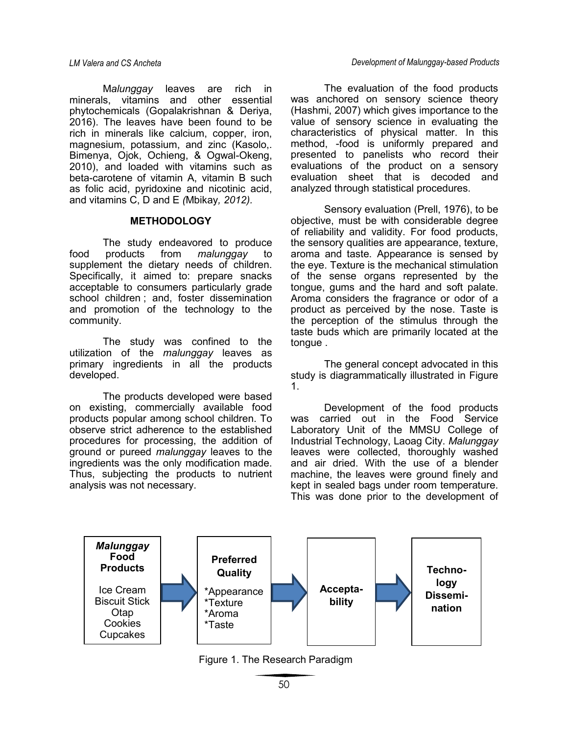M*alunggay* leaves are rich in minerals, vitamins and other essential phytochemicals (Gopalakrishnan & Deriya, 2016). The leaves have been found to be rich in minerals like calcium, copper, iron, magnesium, potassium, and zinc (Kasolo,. Bimenya, Ojok, Ochieng, & Ogwal-Okeng, 2010), and loaded with vitamins such as beta-carotene of vitamin A, vitamin B such as folic acid, pyridoxine and nicotinic acid, and vitamins C, D and E *(*Mbikay*, 2012).*

## METHODOLOGY

The study endeavored to produce food products from *malunggay* to supplement the dietary needs of children. Specifically, it aimed to: prepare snacks acceptable to consumers particularly grade school children ; and, foster dissemination and promotion of the technology to the community.

The study was confined to the utilization of the *malunggay* leaves as primary ingredients in all the products developed.

The products developed were based on existing, commercially available food products popular among school children. To observe strict adherence to the established procedures for processing, the addition of ground or pureed *malunggay* leaves to the ingredients was the only modification made. Thus, subjecting the products to nutrient analysis was not necessary.

The evaluation of the food products was anchored on sensory science theory (Hashmi, 2007) which gives importance to the value of sensory science in evaluating the characteristics of physical matter. In this method, -food is uniformly prepared and presented to panelists who record their evaluations of the product on a sensory evaluation sheet that is decoded and analyzed through statistical procedures.

Sensory evaluation (Prell, 1976), to be objective, must be with considerable degree of reliability and validity. For food products, the sensory qualities are appearance, texture, aroma and taste. Appearance is sensed by the eye. Texture is the mechanical stimulation of the sense organs represented by the tongue, gums and the hard and soft palate. Aroma considers the fragrance or odor of a product as perceived by the nose. Taste is the perception of the stimulus through the taste buds which are primarily located at the tongue .

The general concept advocated in this study is diagrammatically illustrated in Figure 1.

Development of the food products was carried out in the Food Service Laboratory Unit of the MMSU College of Industrial Technology, Laoag City. *Malunggay* leaves were collected, thoroughly washed and air dried. With the use of a blender machine, the leaves were ground finely and kept in sealed bags under room temperature. This was done prior to the development of

| ***Malunggay* Food Products** | → | **Preferred Quality** | → | **Accepta-bility** | → | **Techno-logy Dissemi-nation** |
|---|---|---|---|---|---|---|
| Ice Cream<br>Biscuit Stick<br>Otap<br>Cookies<br>Cupcakes | | *Appearance<br>*Texture<br>*Aroma<br>*Taste | | | | |

Figure 1. The Research Paradigm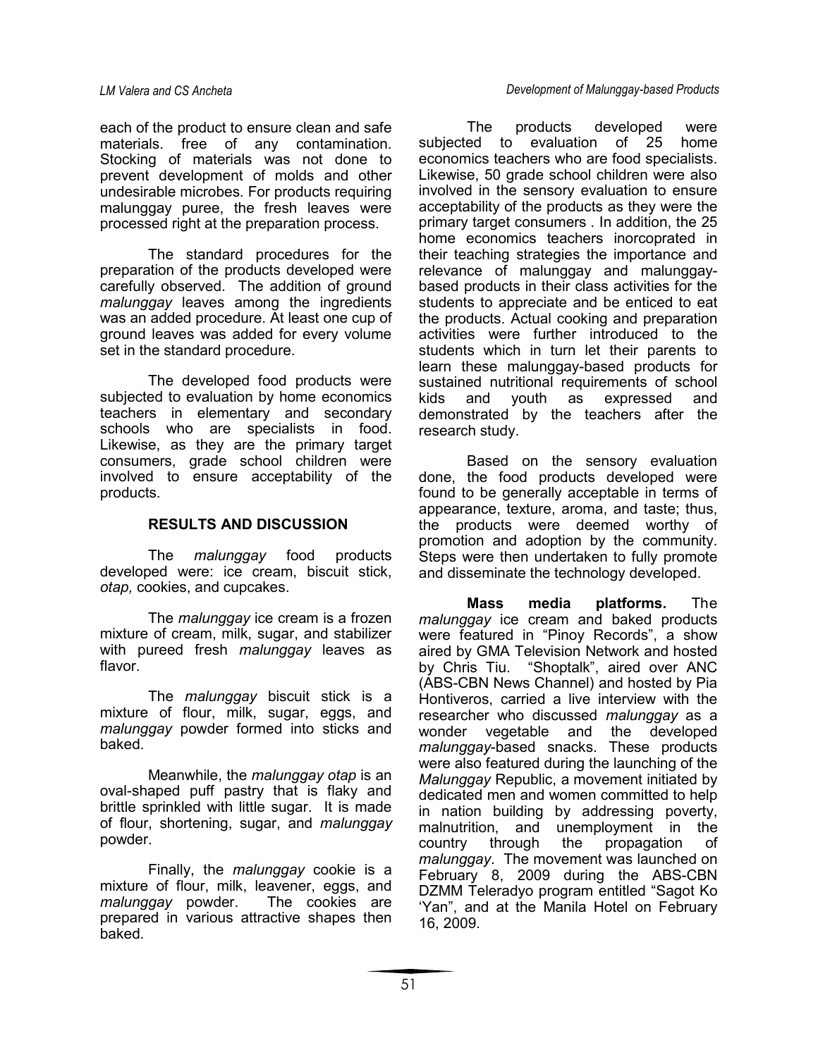each of the product to ensure clean and safe materials. free of any contamination. Stocking of materials was not done to prevent development of molds and other undesirable microbes. For products requiring malunggay puree, the fresh leaves were processed right at the preparation process.

The standard procedures for the preparation of the products developed were carefully observed. The addition of ground *malunggay* leaves among the ingredients was an added procedure. At least one cup of ground leaves was added for every volume set in the standard procedure.

The developed food products were subjected to evaluation by home economics teachers in elementary and secondary schools who are specialists in food. Likewise, as they are the primary target consumers, grade school children were involved to ensure acceptability of the products.

## RESULTS AND DISCUSSION

The *malunggay* food products developed were: ice cream, biscuit stick, *otap,* cookies, and cupcakes.

The *malunggay* ice cream is a frozen mixture of cream, milk, sugar, and stabilizer with pureed fresh *malunggay* leaves as flavor.

The *malunggay* biscuit stick is a mixture of flour, milk, sugar, eggs, and *malunggay* powder formed into sticks and baked.

Meanwhile, the *malunggay otap* is an oval-shaped puff pastry that is flaky and brittle sprinkled with little sugar. It is made of flour, shortening, sugar, and *malunggay* powder.

Finally, the *malunggay* cookie is a mixture of flour, milk, leavener, eggs, and *malunggay* powder. The cookies are prepared in various attractive shapes then baked.

The products developed were subjected to evaluation of 25 home economics teachers who are food specialists. Likewise, 50 grade school children were also involved in the sensory evaluation to ensure acceptability of the products as they were the primary target consumers . In addition, the 25 home economics teachers inorcoprated in their teaching strategies the importance and relevance of malunggay and malunggay-based products in their class activities for the students to appreciate and be enticed to eat the products. Actual cooking and preparation activities were further introduced to the students which in turn let their parents to learn these malunggay-based products for sustained nutritional requirements of school kids and youth as expressed and demonstrated by the teachers after the research study.

Based on the sensory evaluation done, the food products developed were found to be generally acceptable in terms of appearance, texture, aroma, and taste; thus, the products were deemed worthy of promotion and adoption by the community. Steps were then undertaken to fully promote and disseminate the technology developed.

**Mass media platforms.** The *malunggay* ice cream and baked products were featured in "Pinoy Records", a show aired by GMA Television Network and hosted by Chris Tiu. "Shoptalk", aired over ANC (ABS-CBN News Channel) and hosted by Pia Hontiveros, carried a live interview with the researcher who discussed *malunggay* as a wonder vegetable and the developed *malunggay*-based snacks. These products were also featured during the launching of the *Malunggay* Republic, a movement initiated by dedicated men and women committed to help in nation building by addressing poverty, malnutrition, and unemployment in the country through the propagation of *malunggay*. The movement was launched on February 8, 2009 during the ABS-CBN DZMM Teleradyo program entitled "Sagot Ko 'Yan", and at the Manila Hotel on February 16, 2009.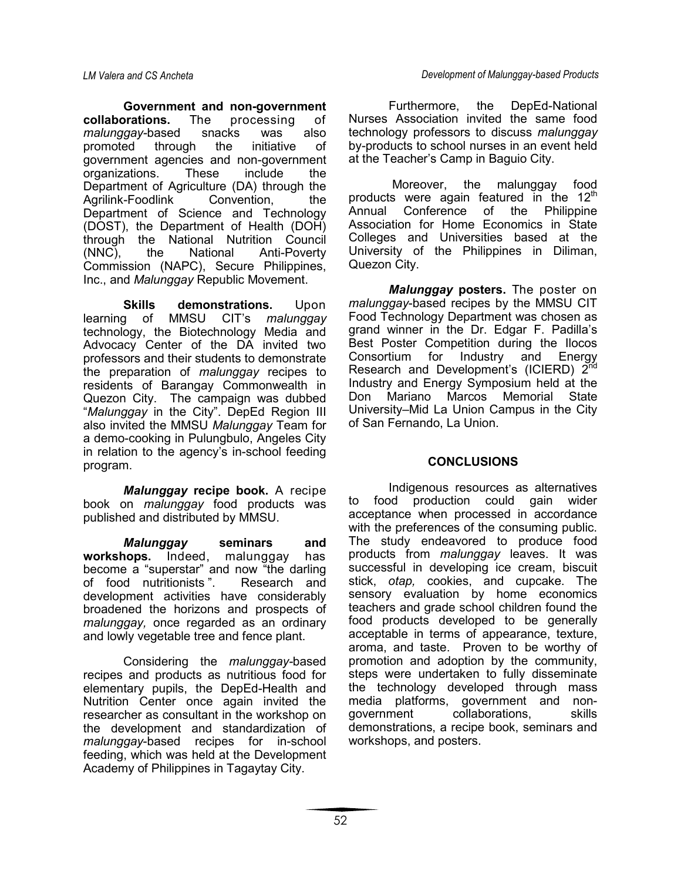**Government and non-government collaborations.** The processing of *malunggay*-based snacks was also promoted through the initiative of government agencies and non-government organizations. These include the Department of Agriculture (DA) through the Agrilink-Foodlink Convention, the Department of Science and Technology (DOST), the Department of Health (DOH) through the National Nutrition Council (NNC), the National Anti-Poverty Commission (NAPC), Secure Philippines, Inc., and *Malunggay* Republic Movement.

**Skills demonstrations.** Upon learning of MMSU CIT's *malunggay* technology, the Biotechnology Media and Advocacy Center of the DA invited two professors and their students to demonstrate the preparation of *malunggay* recipes to residents of Barangay Commonwealth in Quezon City. The campaign was dubbed "*Malunggay* in the City". DepEd Region III also invited the MMSU *Malunggay* Team for a demo-cooking in Pulungbulo, Angeles City in relation to the agency's in-school feeding program.

***Malunggay* recipe book.** A recipe book on *malunggay* food products was published and distributed by MMSU.

***Malunggay* seminars and workshops.** Indeed, malunggay has become a "superstar" and now "the darling of food nutritionists ". Research and development activities have considerably broadened the horizons and prospects of *malunggay,* once regarded as an ordinary and lowly vegetable tree and fence plant.

Considering the *malunggay*-based recipes and products as nutritious food for elementary pupils, the DepEd-Health and Nutrition Center once again invited the researcher as consultant in the workshop on the development and standardization of *malunggay*-based recipes for in-school feeding, which was held at the Development Academy of Philippines in Tagaytay City.

Furthermore, the DepEd-National Nurses Association invited the same food technology professors to discuss *malunggay* by-products to school nurses in an event held at the Teacher's Camp in Baguio City.

Moreover, the malunggay food products were again featured in the 12th Annual Conference of the Philippine Association for Home Economics in State Colleges and Universities based at the University of the Philippines in Diliman, Quezon City.

***Malunggay* posters.** The poster on *malunggay*-based recipes by the MMSU CIT Food Technology Department was chosen as grand winner in the Dr. Edgar F. Padilla's Best Poster Competition during the Ilocos Consortium for Industry and Energy Research and Development's (ICIERD) 2nd Industry and Energy Symposium held at the Don Mariano Marcos Memorial State University–Mid La Union Campus in the City of San Fernando, La Union.

## CONCLUSIONS

Indigenous resources as alternatives to food production could gain wider acceptance when processed in accordance with the preferences of the consuming public. The study endeavored to produce food products from *malunggay* leaves. It was successful in developing ice cream, biscuit stick, *otap,* cookies, and cupcake. The sensory evaluation by home economics teachers and grade school children found the food products developed to be generally acceptable in terms of appearance, texture, aroma, and taste. Proven to be worthy of promotion and adoption by the community, steps were undertaken to fully disseminate the technology developed through mass media platforms, government and non-government collaborations, skills demonstrations, a recipe book, seminars and workshops, and posters.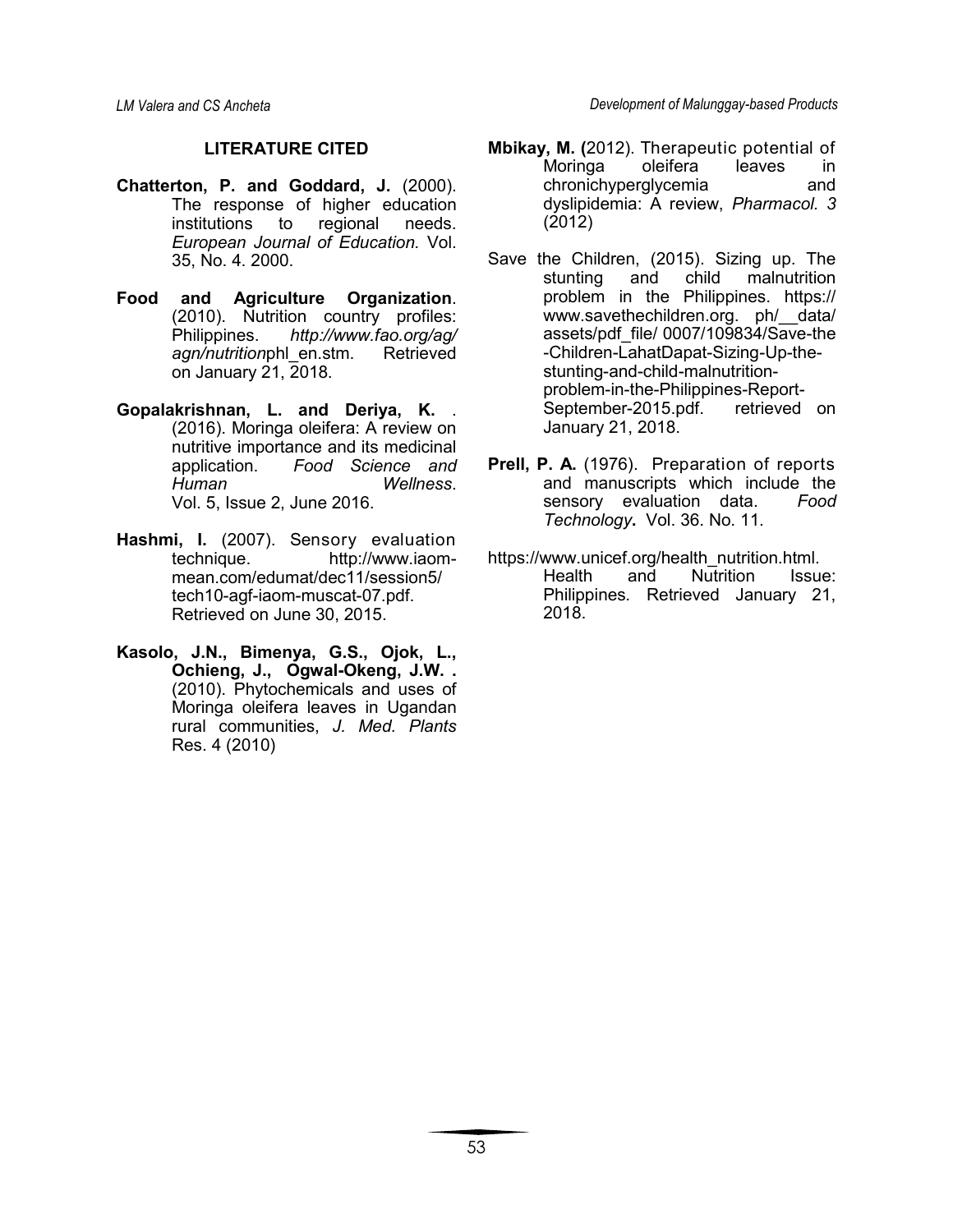## LITERATURE CITED

**Chatterton, P. and Goddard, J.** (2000). The response of higher education institutions to regional needs. *European Journal of Education.* Vol. 35, No. 4. 2000.

**Food and Agriculture Organization**. (2010). Nutrition country profiles: Philippines. *http://www.fao.org/ag/agn/nutrition*phl_en.stm. Retrieved on January 21, 2018.

**Gopalakrishnan, L. and Deriya, K.** . (2016). Moringa oleifera: A review on nutritive importance and its medicinal application. *Food Science and Human Wellness*. Vol. 5, Issue 2, June 2016.

**Hashmi, I.** (2007). Sensory evaluation technique. http://www.iaom-mean.com/edumat/dec11/session5/tech10-agf-iaom-muscat-07.pdf. Retrieved on June 30, 2015.

**Kasolo, J.N., Bimenya, G.S., Ojok, L., Ochieng, J., Ogwal-Okeng, J.W. .** (2010). Phytochemicals and uses of Moringa oleifera leaves in Ugandan rural communities, *J. Med. Plants* Res. 4 (2010)

**Mbikay, M. (**2012). Therapeutic potential of Moringa oleifera leaves in chronichyperglycemia and dyslipidemia: A review, *Pharmacol. 3* (2012)

Save the Children, (2015). Sizing up. The stunting and child malnutrition problem in the Philippines. https://www.savethechildren.org. ph/__data/assets/pdf_file/ 0007/109834/Save-the-Children-LahatDapat-Sizing-Up-the-stunting-and-child-malnutrition-problem-in-the-Philippines-Report-September-2015.pdf. retrieved on January 21, 2018.

**Prell, P. A.** (1976). Preparation of reports and manuscripts which include the sensory evaluation data. *Food Technology***.** Vol. 36. No. 11.

https://www.unicef.org/health_nutrition.html. Health and Nutrition Issue: Philippines. Retrieved January 21, 2018.